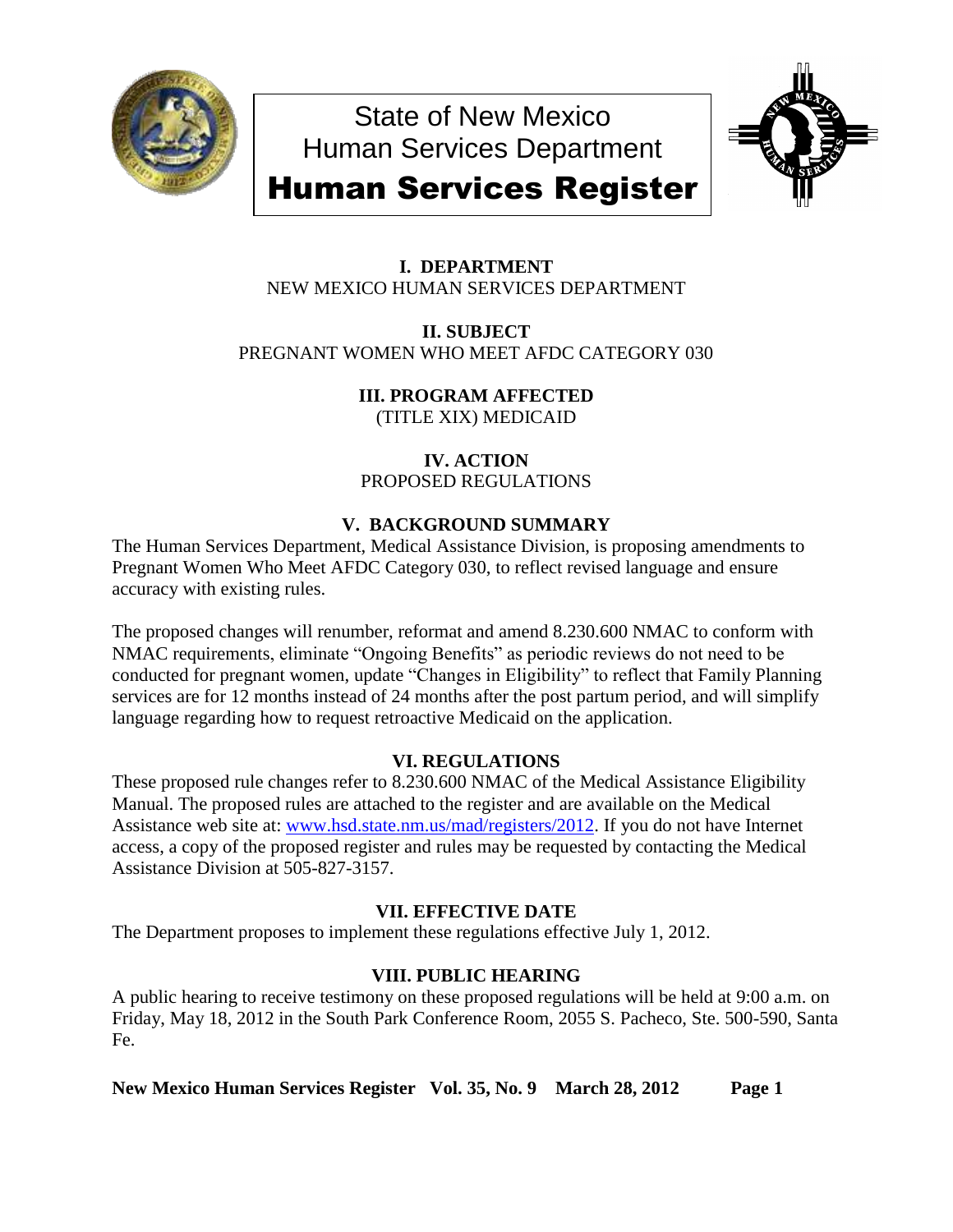# State of New Mexico
# Human Services Department
# Human Services Register

## I. DEPARTMENT

NEW MEXICO HUMAN SERVICES DEPARTMENT

## II. SUBJECT

PREGNANT WOMEN WHO MEET AFDC CATEGORY 030

## III. PROGRAM AFFECTED

(TITLE XIX) MEDICAID

## IV. ACTION

PROPOSED REGULATIONS

## V. BACKGROUND SUMMARY

The Human Services Department, Medical Assistance Division, is proposing amendments to Pregnant Women Who Meet AFDC Category 030, to reflect revised language and ensure accuracy with existing rules.

The proposed changes will renumber, reformat and amend 8.230.600 NMAC to conform with NMAC requirements, eliminate "Ongoing Benefits" as periodic reviews do not need to be conducted for pregnant women, update "Changes in Eligibility" to reflect that Family Planning services are for 12 months instead of 24 months after the post partum period, and will simplify language regarding how to request retroactive Medicaid on the application.

## VI. REGULATIONS

These proposed rule changes refer to 8.230.600 NMAC of the Medical Assistance Eligibility Manual. The proposed rules are attached to the register and are available on the Medical Assistance web site at: www.hsd.state.nm.us/mad/registers/2012. If you do not have Internet access, a copy of the proposed register and rules may be requested by contacting the Medical Assistance Division at 505-827-3157.

## VII. EFFECTIVE DATE

The Department proposes to implement these regulations effective July 1, 2012.

## VIII. PUBLIC HEARING

A public hearing to receive testimony on these proposed regulations will be held at 9:00 a.m. on Friday, May 18, 2012 in the South Park Conference Room, 2055 S. Pacheco, Ste. 500-590, Santa Fe.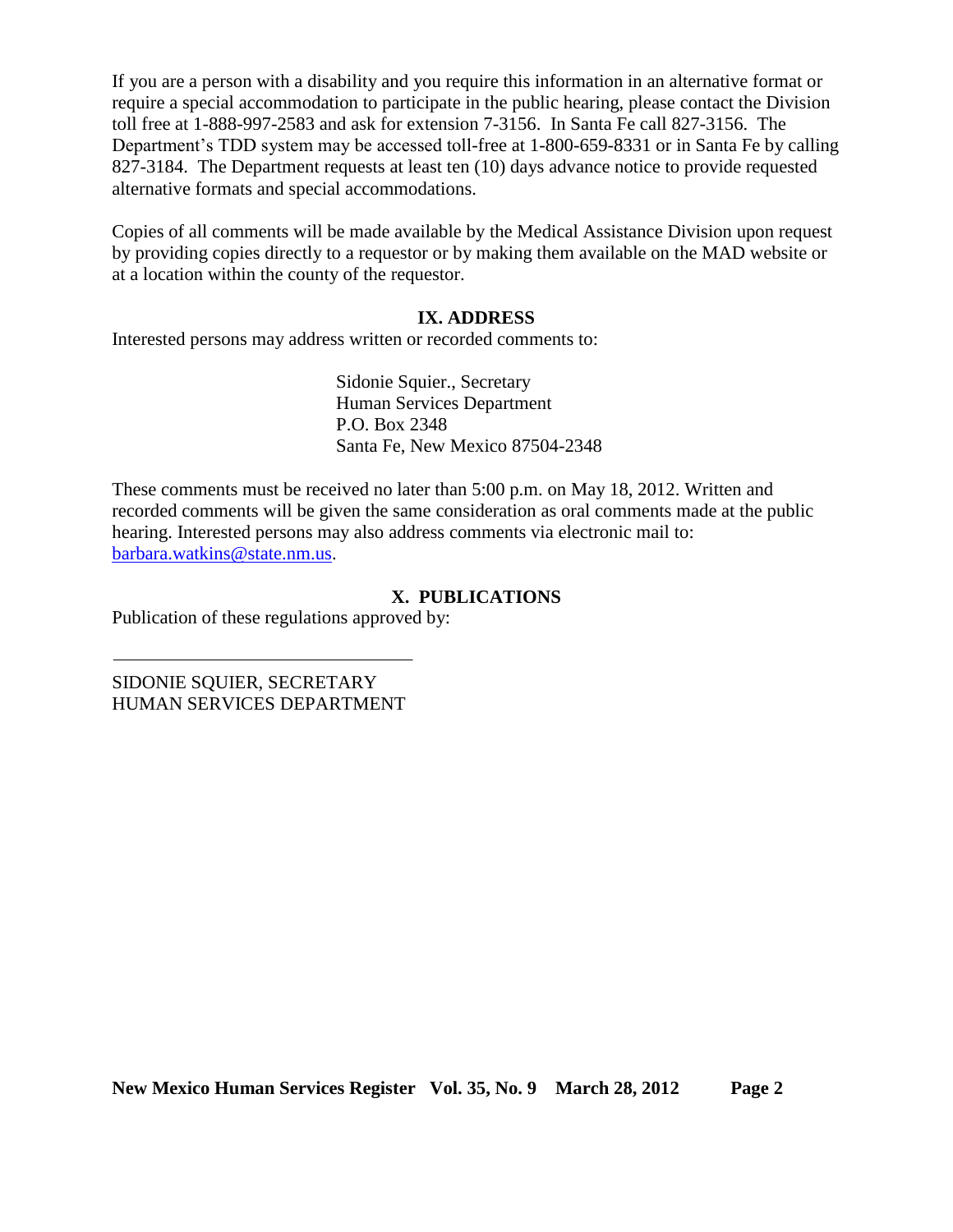If you are a person with a disability and you require this information in an alternative format or require a special accommodation to participate in the public hearing, please contact the Division toll free at 1-888-997-2583 and ask for extension 7-3156. In Santa Fe call 827-3156. The Department's TDD system may be accessed toll-free at 1-800-659-8331 or in Santa Fe by calling 827-3184. The Department requests at least ten (10) days advance notice to provide requested alternative formats and special accommodations.

Copies of all comments will be made available by the Medical Assistance Division upon request by providing copies directly to a requestor or by making them available on the MAD website or at a location within the county of the requestor.

## IX. ADDRESS

Interested persons may address written or recorded comments to:

> Sidonie Squier., Secretary
> Human Services Department
> P.O. Box 2348
> Santa Fe, New Mexico 87504-2348

These comments must be received no later than 5:00 p.m. on May 18, 2012. Written and recorded comments will be given the same consideration as oral comments made at the public hearing. Interested persons may also address comments via electronic mail to: barbara.watkins@state.nm.us.

## X. PUBLICATIONS

Publication of these regulations approved by:

\_\_\_\_\_\_\_\_\_\_\_\_\_\_\_\_\_\_\_\_\_\_\_\_\_\_\_\_\_\_\_\_

SIDONIE SQUIER, SECRETARY
HUMAN SERVICES DEPARTMENT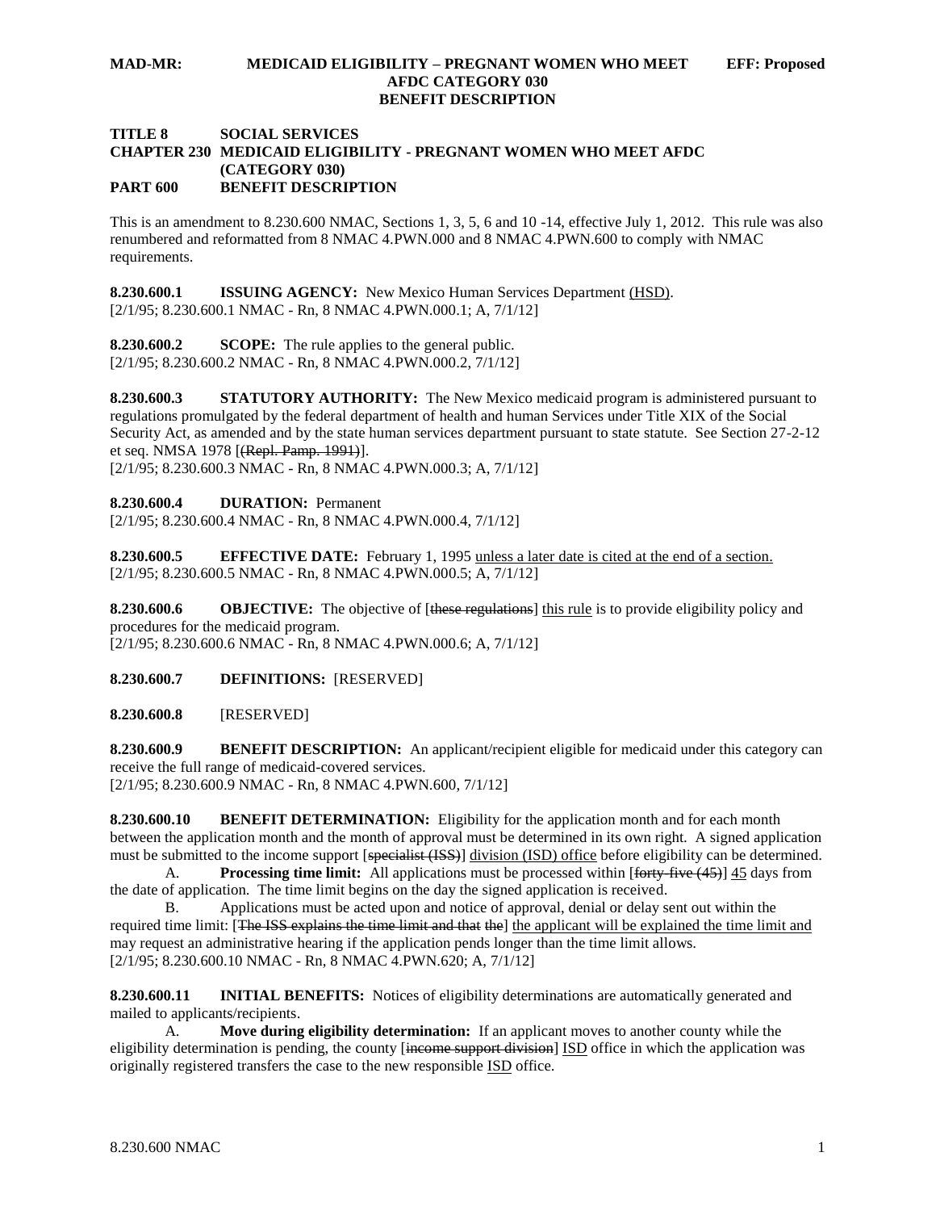**TITLE 8 SOCIAL SERVICES**
**CHAPTER 230 MEDICAID ELIGIBILITY - PREGNANT WOMEN WHO MEET AFDC (CATEGORY 030)**
**PART 600 BENEFIT DESCRIPTION**

This is an amendment to 8.230.600 NMAC, Sections 1, 3, 5, 6 and 10 -14, effective July 1, 2012. This rule was also renumbered and reformatted from 8 NMAC 4.PWN.000 and 8 NMAC 4.PWN.600 to comply with NMAC requirements.

**8.230.600.1 ISSUING AGENCY:** New Mexico Human Services Department (HSD).
[2/1/95; 8.230.600.1 NMAC - Rn, 8 NMAC 4.PWN.000.1; A, 7/1/12]

**8.230.600.2 SCOPE:** The rule applies to the general public.
[2/1/95; 8.230.600.2 NMAC - Rn, 8 NMAC 4.PWN.000.2, 7/1/12]

**8.230.600.3 STATUTORY AUTHORITY:** The New Mexico medicaid program is administered pursuant to regulations promulgated by the federal department of health and human Services under Title XIX of the Social Security Act, as amended and by the state human services department pursuant to state statute. See Section 27-2-12 et seq. NMSA 1978 [~~(Repl. Pamp. 1991)~~].
[2/1/95; 8.230.600.3 NMAC - Rn, 8 NMAC 4.PWN.000.3; A, 7/1/12]

**8.230.600.4 DURATION:** Permanent
[2/1/95; 8.230.600.4 NMAC - Rn, 8 NMAC 4.PWN.000.4, 7/1/12]

**8.230.600.5 EFFECTIVE DATE:** February 1, 1995 unless a later date is cited at the end of a section.
[2/1/95; 8.230.600.5 NMAC - Rn, 8 NMAC 4.PWN.000.5; A, 7/1/12]

**8.230.600.6 OBJECTIVE:** The objective of [~~these regulations~~] this rule is to provide eligibility policy and procedures for the medicaid program.
[2/1/95; 8.230.600.6 NMAC - Rn, 8 NMAC 4.PWN.000.6; A, 7/1/12]

**8.230.600.7 DEFINITIONS:** [RESERVED]

**8.230.600.8** [RESERVED]

**8.230.600.9 BENEFIT DESCRIPTION:** An applicant/recipient eligible for medicaid under this category can receive the full range of medicaid-covered services.
[2/1/95; 8.230.600.9 NMAC - Rn, 8 NMAC 4.PWN.600, 7/1/12]

**8.230.600.10 BENEFIT DETERMINATION:** Eligibility for the application month and for each month between the application month and the month of approval must be determined in its own right. A signed application must be submitted to the income support [~~specialist (ISS)~~] division (ISD) office before eligibility can be determined.

A. **Processing time limit:** All applications must be processed within [~~forty-five (45)~~] 45 days from the date of application. The time limit begins on the day the signed application is received.

B. Applications must be acted upon and notice of approval, denial or delay sent out within the required time limit: [~~The ISS explains the time limit and that the~~] the applicant will be explained the time limit and may request an administrative hearing if the application pends longer than the time limit allows.
[2/1/95; 8.230.600.10 NMAC - Rn, 8 NMAC 4.PWN.620; A, 7/1/12]

**8.230.600.11 INITIAL BENEFITS:** Notices of eligibility determinations are automatically generated and mailed to applicants/recipients.

A. **Move during eligibility determination:** If an applicant moves to another county while the eligibility determination is pending, the county [~~income support division~~] ISD office in which the application was originally registered transfers the case to the new responsible ISD office.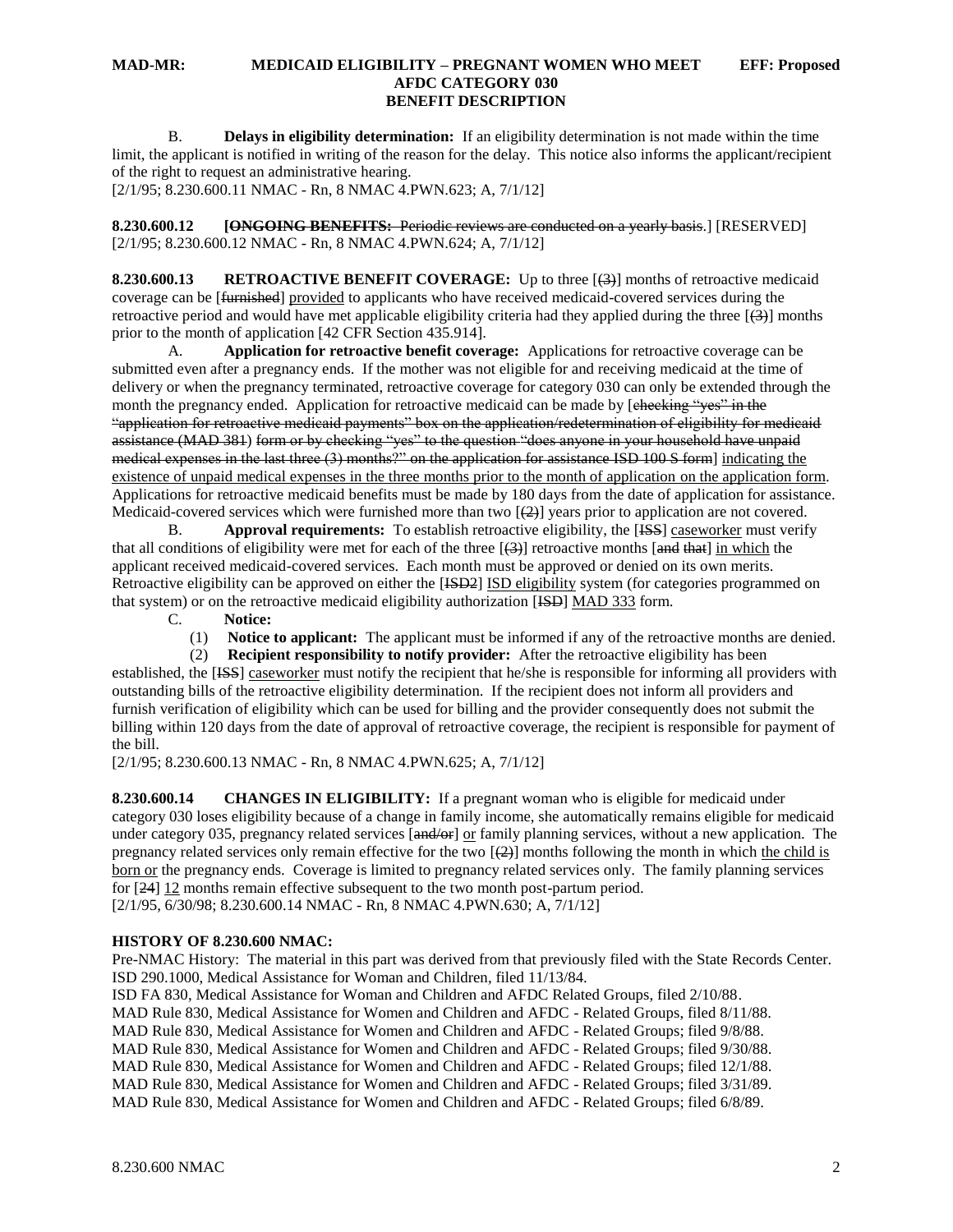B. **Delays in eligibility determination:** If an eligibility determination is not made within the time limit, the applicant is notified in writing of the reason for the delay. This notice also informs the applicant/recipient of the right to request an administrative hearing.

[2/1/95; 8.230.600.11 NMAC - Rn, 8 NMAC 4.PWN.623; A, 7/1/12]

**8.230.600.12 [~~ONGOING BENEFITS:~~ ~~Periodic reviews are conducted on a yearly basis~~.] [RESERVED]**

[2/1/95; 8.230.600.12 NMAC - Rn, 8 NMAC 4.PWN.624; A, 7/1/12]

**8.230.600.13 RETROACTIVE BENEFIT COVERAGE:** Up to three [~~(3)~~] months of retroactive medicaid coverage can be [~~furnished~~] provided to applicants who have received medicaid-covered services during the retroactive period and would have met applicable eligibility criteria had they applied during the three [~~(3)~~] months prior to the month of application [42 CFR Section 435.914].

A. **Application for retroactive benefit coverage:** Applications for retroactive coverage can be submitted even after a pregnancy ends. If the mother was not eligible for and receiving medicaid at the time of delivery or when the pregnancy terminated, retroactive coverage for category 030 can only be extended through the month the pregnancy ended. Application for retroactive medicaid can be made by [~~checking "yes" in the "application for retroactive medicaid payments" box on the application/redetermination of eligibility for medicaid assistance (MAD 381) form or by checking "yes" to the question "does anyone in your household have unpaid medical expenses in the last three (3) months?" on the application for assistance ISD 100 S form~~] indicating the existence of unpaid medical expenses in the three months prior to the month of application on the application form. Applications for retroactive medicaid benefits must be made by 180 days from the date of application for assistance. Medicaid-covered services which were furnished more than two [~~(2)~~] years prior to application are not covered.

B. **Approval requirements:** To establish retroactive eligibility, the [~~ISS~~] caseworker must verify that all conditions of eligibility were met for each of the three [~~(3)~~] retroactive months [~~and that~~] in which the applicant received medicaid-covered services. Each month must be approved or denied on its own merits. Retroactive eligibility can be approved on either the [~~ISD2~~] ISD eligibility system (for categories programmed on that system) or on the retroactive medicaid eligibility authorization [~~ISD~~] MAD 333 form.

C. **Notice:**

(1) **Notice to applicant:** The applicant must be informed if any of the retroactive months are denied.

(2) **Recipient responsibility to notify provider:** After the retroactive eligibility has been established, the [~~ISS~~] caseworker must notify the recipient that he/she is responsible for informing all providers with outstanding bills of the retroactive eligibility determination. If the recipient does not inform all providers and furnish verification of eligibility which can be used for billing and the provider consequently does not submit the billing within 120 days from the date of approval of retroactive coverage, the recipient is responsible for payment of the bill.

[2/1/95; 8.230.600.13 NMAC - Rn, 8 NMAC 4.PWN.625; A, 7/1/12]

**8.230.600.14 CHANGES IN ELIGIBILITY:** If a pregnant woman who is eligible for medicaid under category 030 loses eligibility because of a change in family income, she automatically remains eligible for medicaid under category 035, pregnancy related services [~~and/or~~] or family planning services, without a new application. The pregnancy related services only remain effective for the two [~~(2)~~] months following the month in which the child is born or the pregnancy ends. Coverage is limited to pregnancy related services only. The family planning services for [~~24~~] 12 months remain effective subsequent to the two month post-partum period.

[2/1/95, 6/30/98; 8.230.600.14 NMAC - Rn, 8 NMAC 4.PWN.630; A, 7/1/12]

**HISTORY OF 8.230.600 NMAC:**

Pre-NMAC History: The material in this part was derived from that previously filed with the State Records Center.

ISD 290.1000, Medical Assistance for Woman and Children, filed 11/13/84.

ISD FA 830, Medical Assistance for Woman and Children and AFDC Related Groups, filed 2/10/88.

MAD Rule 830, Medical Assistance for Women and Children and AFDC - Related Groups, filed 8/11/88.

MAD Rule 830, Medical Assistance for Women and Children and AFDC - Related Groups; filed 9/8/88.

MAD Rule 830, Medical Assistance for Women and Children and AFDC - Related Groups; filed 9/30/88.

MAD Rule 830, Medical Assistance for Women and Children and AFDC - Related Groups; filed 12/1/88.

MAD Rule 830, Medical Assistance for Women and Children and AFDC - Related Groups; filed 3/31/89.

MAD Rule 830, Medical Assistance for Women and Children and AFDC - Related Groups; filed 6/8/89.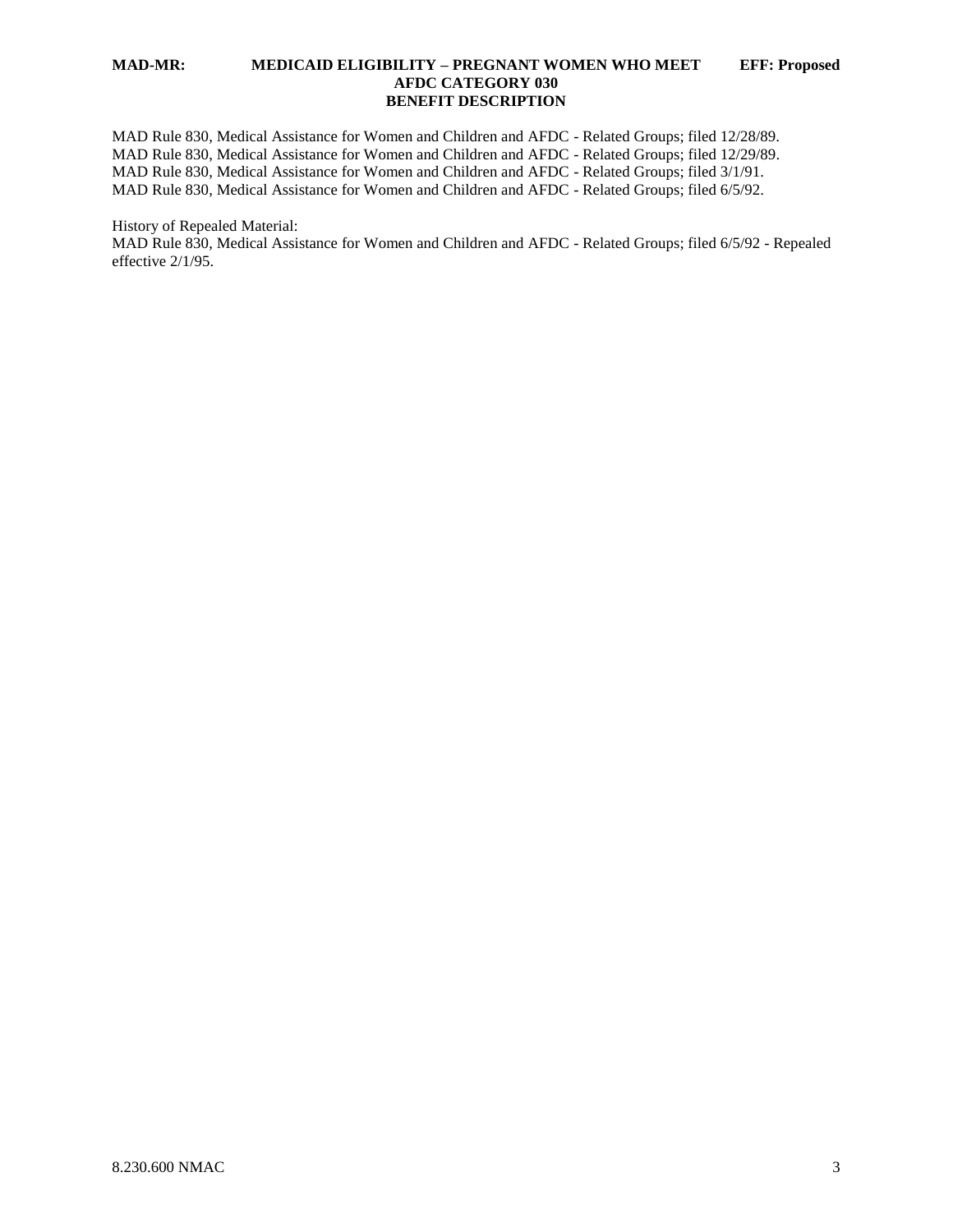MAD Rule 830, Medical Assistance for Women and Children and AFDC - Related Groups; filed 12/28/89.
MAD Rule 830, Medical Assistance for Women and Children and AFDC - Related Groups; filed 12/29/89.
MAD Rule 830, Medical Assistance for Women and Children and AFDC - Related Groups; filed 3/1/91.
MAD Rule 830, Medical Assistance for Women and Children and AFDC - Related Groups; filed 6/5/92.

History of Repealed Material:
MAD Rule 830, Medical Assistance for Women and Children and AFDC - Related Groups; filed 6/5/92 - Repealed effective 2/1/95.